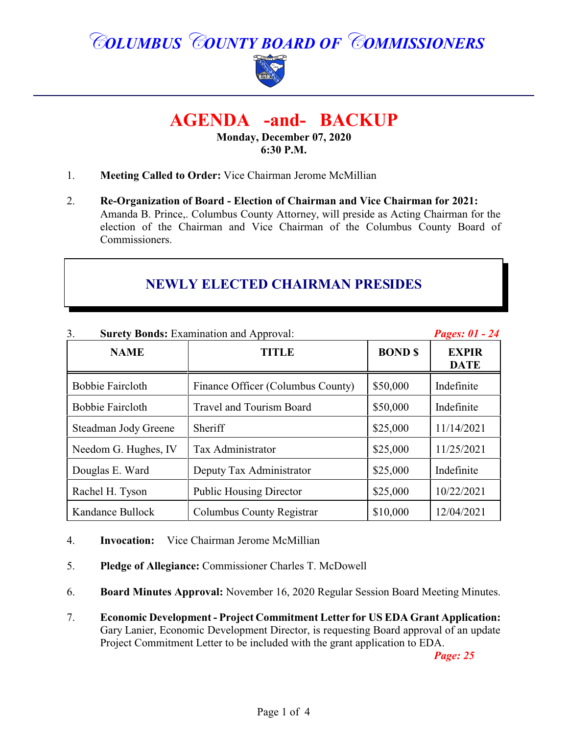# COLUMBUS COUNTY BOARD OF COMMISSIONERS

## AGENDA -and- BACKUP

**Monday, December 07, 2020**
**6:30 P.M.**

1. **Meeting Called to Order:** Vice Chairman Jerome McMillian

2. **Re-Organization of Board - Election of Chairman and Vice Chairman for 2021:** Amanda B. Prince,. Columbus County Attorney, will preside as Acting Chairman for the election of the Chairman and Vice Chairman of the Columbus County Board of Commissioners.

## NEWLY ELECTED CHAIRMAN PRESIDES

3. **Surety Bonds:** Examination and Approval: ***Pages: 01 - 24***

| NAME | TITLE | BOND $ | EXPIR DATE |
|---|---|---|---|
| Bobbie Faircloth | Finance Officer (Columbus County) | $50,000 | Indefinite |
| Bobbie Faircloth | Travel and Tourism Board | $50,000 | Indefinite |
| Steadman Jody Greene | Sheriff | $25,000 | 11/14/2021 |
| Needom G. Hughes, IV | Tax Administrator | $25,000 | 11/25/2021 |
| Douglas E. Ward | Deputy Tax Administrator | $25,000 | Indefinite |
| Rachel H. Tyson | Public Housing Director | $25,000 | 10/22/2021 |
| Kandance Bullock | Columbus County Registrar | $10,000 | 12/04/2021 |

4. **Invocation:** Vice Chairman Jerome McMillian

5. **Pledge of Allegiance:** Commissioner Charles T. McDowell

6. **Board Minutes Approval:** November 16, 2020 Regular Session Board Meeting Minutes.

7. **Economic Development - Project Commitment Letter for US EDA Grant Application:** Gary Lanier, Economic Development Director, is requesting Board approval of an update Project Commitment Letter to be included with the grant application to EDA. ***Page: 25***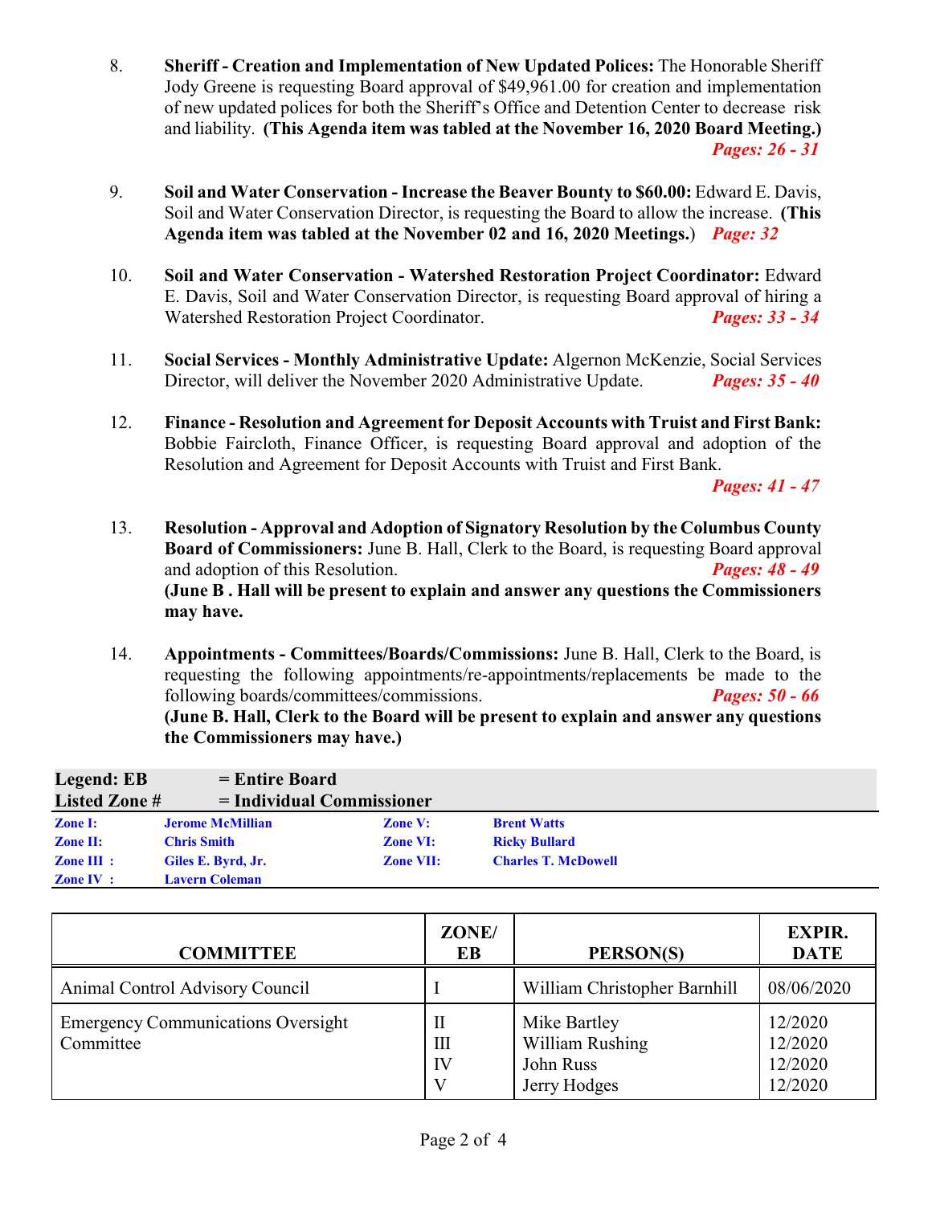8. **Sheriff - Creation and Implementation of New Updated Polices:** The Honorable Sheriff Jody Greene is requesting Board approval of $49,961.00 for creation and implementation of new updated polices for both the Sheriff's Office and Detention Center to decrease risk and liability. **(This Agenda item was tabled at the November 16, 2020 Board Meeting.)** ***Pages: 26 - 31***

9. **Soil and Water Conservation - Increase the Beaver Bounty to $60.00:** Edward E. Davis, Soil and Water Conservation Director, is requesting the Board to allow the increase. **(This Agenda item was tabled at the November 02 and 16, 2020 Meetings.)** ***Page: 32***

10. **Soil and Water Conservation - Watershed Restoration Project Coordinator:** Edward E. Davis, Soil and Water Conservation Director, is requesting Board approval of hiring a Watershed Restoration Project Coordinator. ***Pages: 33 - 34***

11. **Social Services - Monthly Administrative Update:** Algernon McKenzie, Social Services Director, will deliver the November 2020 Administrative Update. ***Pages: 35 - 40***

12. **Finance - Resolution and Agreement for Deposit Accounts with Truist and First Bank:** Bobbie Faircloth, Finance Officer, is requesting Board approval and adoption of the Resolution and Agreement for Deposit Accounts with Truist and First Bank. ***Pages: 41 - 47***

13. **Resolution - Approval and Adoption of Signatory Resolution by the Columbus County Board of Commissioners:** June B. Hall, Clerk to the Board, is requesting Board approval and adoption of this Resolution. ***Pages: 48 - 49***
**(June B . Hall will be present to explain and answer any questions the Commissioners may have.**

14. **Appointments - Committees/Boards/Commissions:** June B. Hall, Clerk to the Board, is requesting the following appointments/re-appointments/replacements be made to the following boards/committees/commissions. ***Pages: 50 - 66***
**(June B. Hall, Clerk to the Board will be present to explain and answer any questions the Commissioners may have.)**

**Legend: EB = Entire Board**
**Listed Zone # = Individual Commissioner**

| | | | |
|---|---|---|---|
| **Zone I:** | **Jerome McMillian** | **Zone V:** | **Brent Watts** |
| **Zone II:** | **Chris Smith** | **Zone VI:** | **Ricky Bullard** |
| **Zone III :** | **Giles E. Byrd, Jr.** | **Zone VII:** | **Charles T. McDowell** |
| **Zone IV :** | **Lavern Coleman** | | |

| COMMITTEE | ZONE/ EB | PERSON(S) | EXPIR. DATE |
|---|---|---|---|
| Animal Control Advisory Council | I | William Christopher Barnhill | 08/06/2020 |
| Emergency Communications Oversight Committee | II<br>III<br>IV<br>V | Mike Bartley<br>William Rushing<br>John Russ<br>Jerry Hodges | 12/2020<br>12/2020<br>12/2020<br>12/2020 |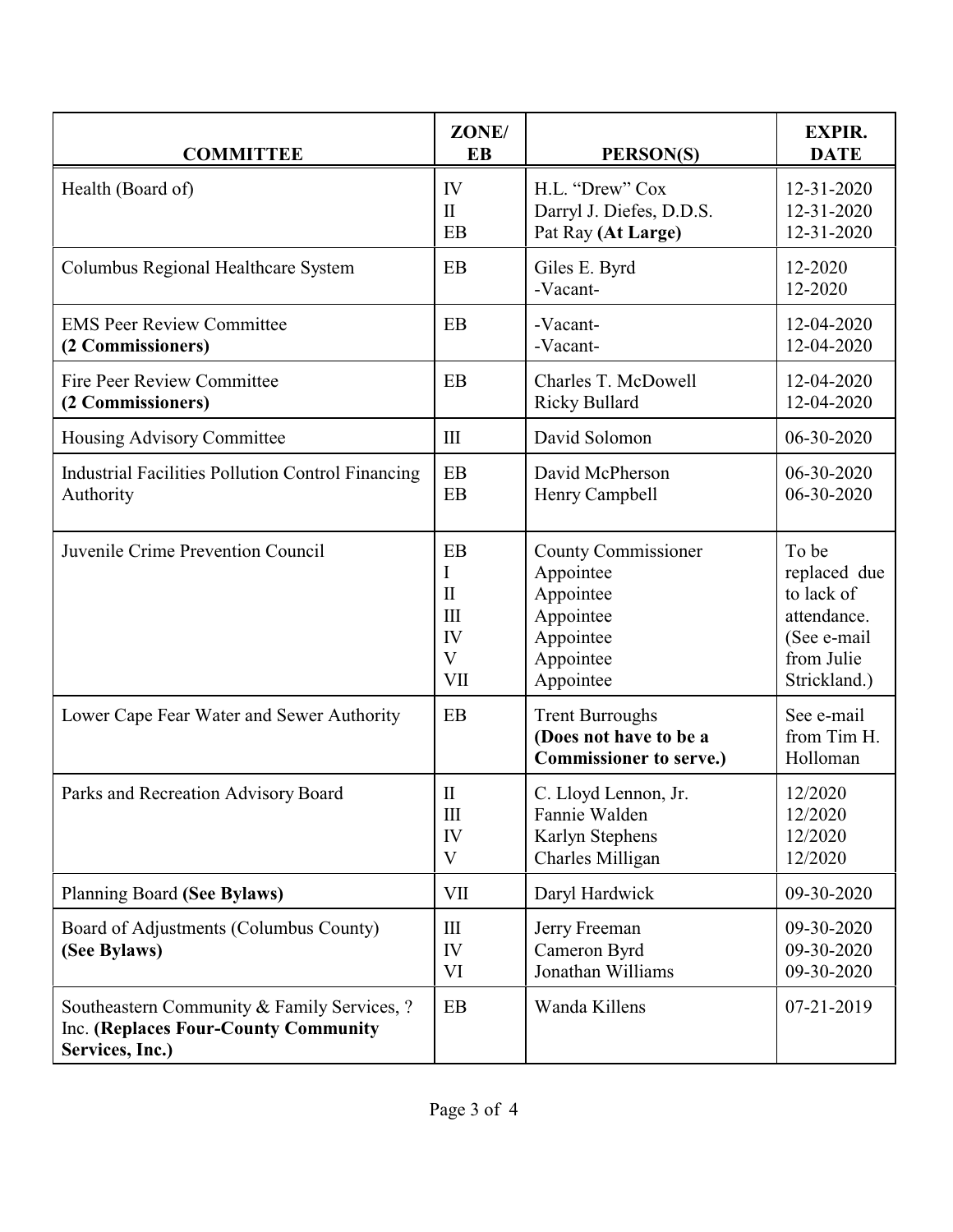| COMMITTEE | ZONE/ EB | PERSON(S) | EXPIR. DATE |
|---|---|---|---|
| Health (Board of) | IV<br>II<br>EB | H.L. "Drew" Cox<br>Darryl J. Diefes, D.D.S.<br>Pat Ray **(At Large)** | 12-31-2020<br>12-31-2020<br>12-31-2020 |
| Columbus Regional Healthcare System | EB | Giles E. Byrd<br>-Vacant- | 12-2020<br>12-2020 |
| EMS Peer Review Committee **(2 Commissioners)** | EB | -Vacant-<br>-Vacant- | 12-04-2020<br>12-04-2020 |
| Fire Peer Review Committee **(2 Commissioners)** | EB | Charles T. McDowell<br>Ricky Bullard | 12-04-2020<br>12-04-2020 |
| Housing Advisory Committee | III | David Solomon | 06-30-2020 |
| Industrial Facilities Pollution Control Financing Authority | EB<br>EB | David McPherson<br>Henry Campbell | 06-30-2020<br>06-30-2020 |
| Juvenile Crime Prevention Council | EB<br>I<br>II<br>III<br>IV<br>V<br>VII | County Commissioner<br>Appointee<br>Appointee<br>Appointee<br>Appointee<br>Appointee<br>Appointee | To be replaced due to lack of attendance. (See e-mail from Julie Strickland.) |
| Lower Cape Fear Water and Sewer Authority | EB | Trent Burroughs **(Does not have to be a Commissioner to serve.)** | See e-mail from Tim H. Holloman |
| Parks and Recreation Advisory Board | II<br>III<br>IV<br>V | C. Lloyd Lennon, Jr.<br>Fannie Walden<br>Karlyn Stephens<br>Charles Milligan | 12/2020<br>12/2020<br>12/2020<br>12/2020 |
| Planning Board **(See Bylaws)** | VII | Daryl Hardwick | 09-30-2020 |
| Board of Adjustments (Columbus County) **(See Bylaws)** | III<br>IV<br>VI | Jerry Freeman<br>Cameron Byrd<br>Jonathan Williams | 09-30-2020<br>09-30-2020<br>09-30-2020 |
| Southeastern Community & Family Services, ? Inc. **(Replaces Four-County Community Services, Inc.)** | EB | Wanda Killens | 07-21-2019 |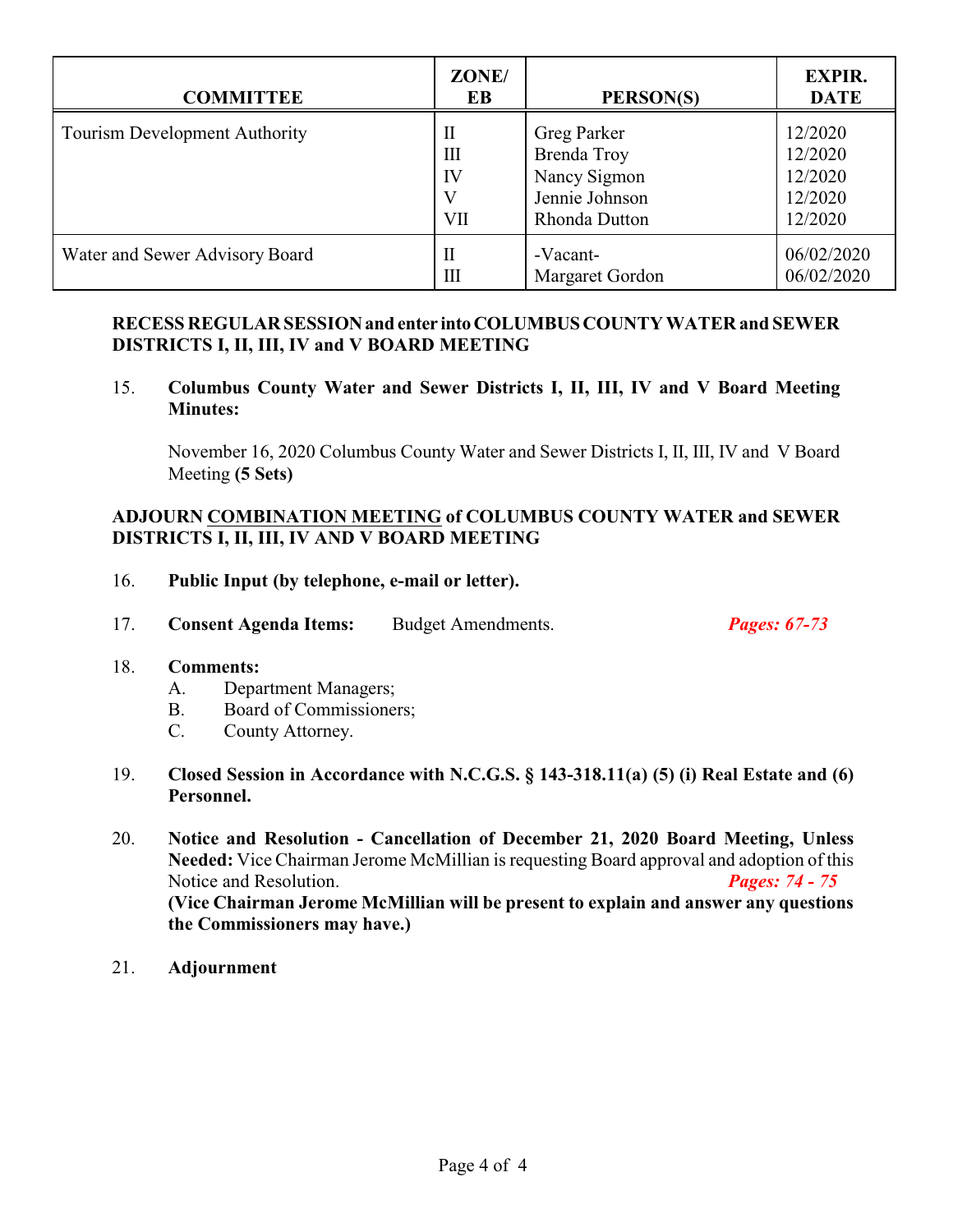| COMMITTEE | ZONE/ EB | PERSON(S) | EXPIR. DATE |
|---|---|---|---|
| Tourism Development Authority | II<br>III<br>IV<br>V<br>VII | Greg Parker<br>Brenda Troy<br>Nancy Sigmon<br>Jennie Johnson<br>Rhonda Dutton | 12/2020<br>12/2020<br>12/2020<br>12/2020<br>12/2020 |
| Water and Sewer Advisory Board | II<br>III | -Vacant-<br>Margaret Gordon | 06/02/2020<br>06/02/2020 |

**RECESS REGULAR SESSION and enter into COLUMBUS COUNTY WATER and SEWER DISTRICTS I, II, III, IV and V BOARD MEETING**

15. **Columbus County Water and Sewer Districts I, II, III, IV and V Board Meeting Minutes:**

    November 16, 2020 Columbus County Water and Sewer Districts I, II, III, IV and V Board Meeting **(5 Sets)**

**ADJOURN COMBINATION MEETING of COLUMBUS COUNTY WATER and SEWER DISTRICTS I, II, III, IV AND V BOARD MEETING**

16. **Public Input (by telephone, e-mail or letter).**

17. **Consent Agenda Items:** Budget Amendments. ***Pages: 67-73***

18. **Comments:**
    - A. Department Managers;
    - B. Board of Commissioners;
    - C. County Attorney.

19. **Closed Session in Accordance with N.C.G.S. § 143-318.11(a) (5) (i) Real Estate and (6) Personnel.**

20. **Notice and Resolution - Cancellation of December 21, 2020 Board Meeting, Unless Needed:** Vice Chairman Jerome McMillian is requesting Board approval and adoption of this Notice and Resolution. ***Pages: 74 - 75***
    **(Vice Chairman Jerome McMillian will be present to explain and answer any questions the Commissioners may have.)**

21. **Adjournment**